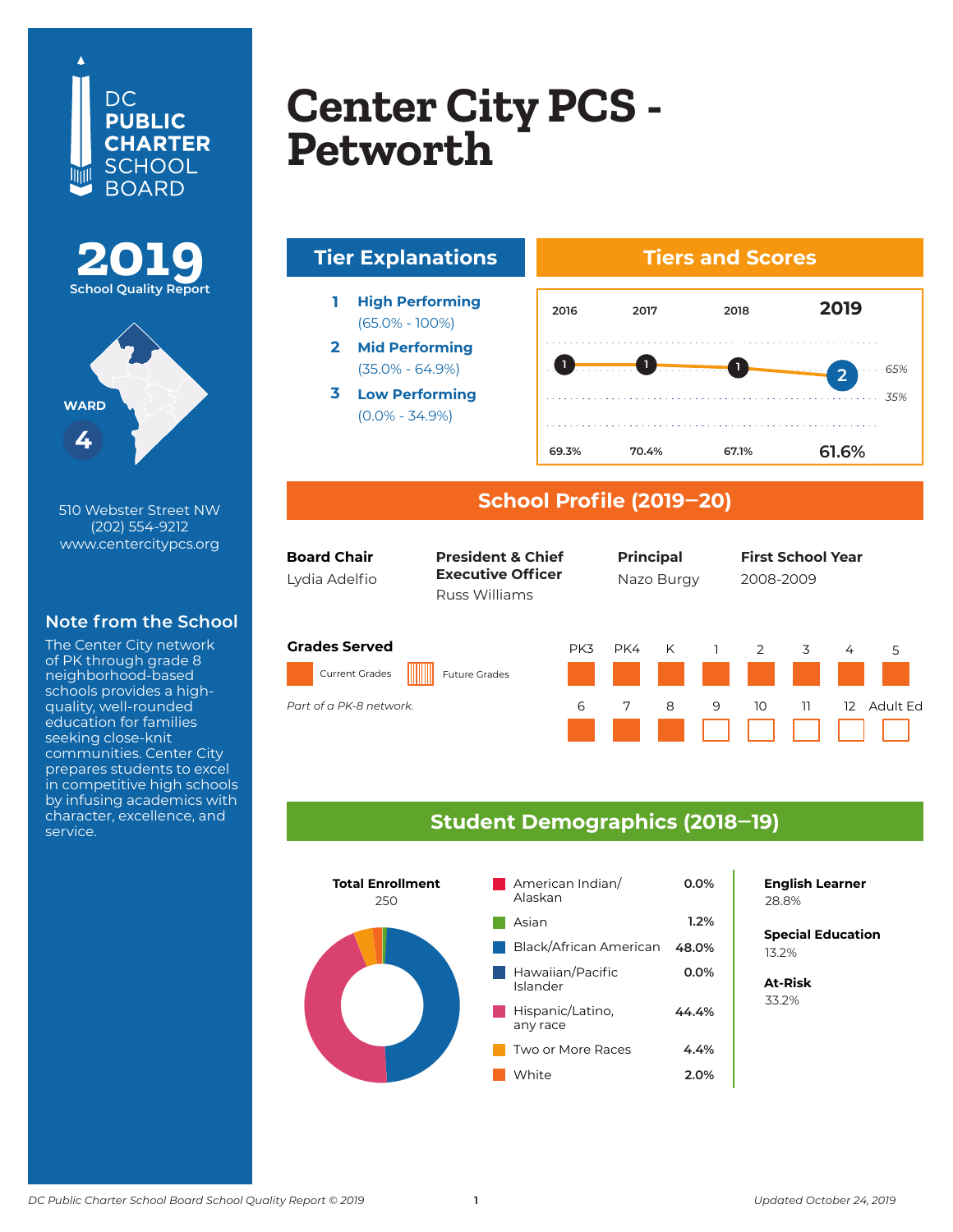DC PUBLIC CHARTER SCHOOL BOARD

# Center City PCS - Petworth

**2019** School Quality Report

WARD 4

510 Webster Street NW
(202) 554-9212
www.centercitypcs.org

### Note from the School

The Center City network of PK through grade 8 neighborhood-based schools provides a high-quality, well-rounded education for families seeking close-knit communities. Center City prepares students to excel in competitive high schools by infusing academics with character, excellence, and service.

## Tier Explanations

1. **High Performing** (65.0% - 100%)
2. **Mid Performing** (35.0% - 64.9%)
3. **Low Performing** (0.0% - 34.9%)

## Tiers and Scores

| | 2016 | 2017 | 2018 | 2019 |
|---|---|---|---|---|
| Tier | 1 | 1 | 1 | 2 |
| Score | 69.3% | 70.4% | 67.1% | 61.6% |

## School Profile (2019–20)

| Board Chair | President & Chief Executive Officer | Principal | First School Year |
|---|---|---|---|
| Lydia Adelfio | Russ Williams | Nazo Burgy | 2008-2009 |

### Grades Served

Current Grades / Future Grades

*Part of a PK-8 network.*

| PK3 | PK4 | K | 1 | 2 | 3 | 4 | 5 | 6 | 7 | 8 | 9 | 10 | 11 | 12 | Adult Ed |
|---|---|---|---|---|---|---|---|---|---|---|---|---|---|---|---|
| Current | Current | Current | Current | Current | Current | Current | Current | Current | Current | Current | | | | | |

## Student Demographics (2018–19)

**Total Enrollment**
250

| Group | Percent |
|---|---|
| American Indian/Alaskan | 0.0% |
| Asian | 1.2% |
| Black/African American | 48.0% |
| Hawaiian/Pacific Islander | 0.0% |
| Hispanic/Latino, any race | 44.4% |
| Two or More Races | 4.4% |
| White | 2.0% |

**English Learner**
28.8%

**Special Education**
13.2%

**At-Risk**
33.2%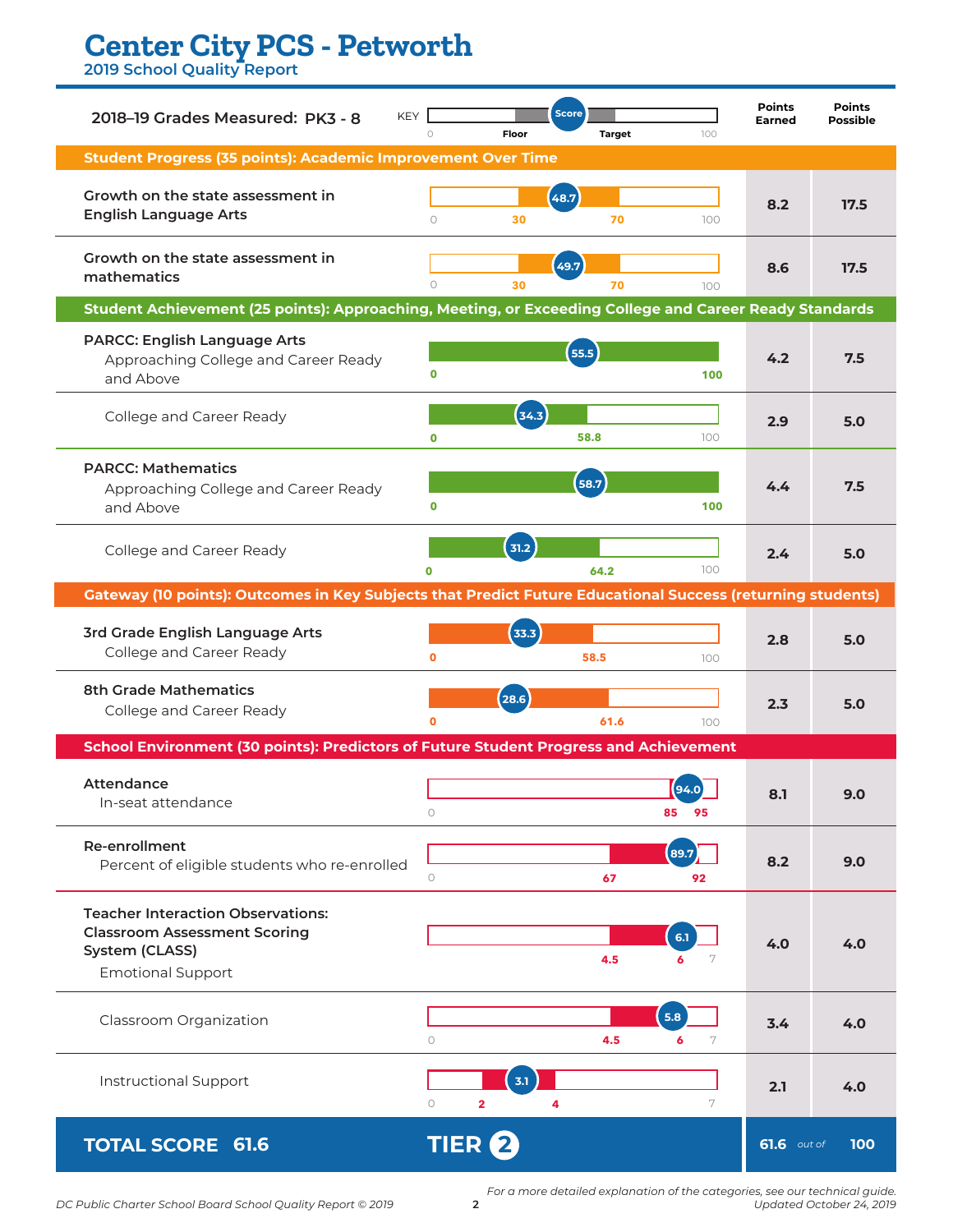# Center City PCS - Petworth

## 2019 School Quality Report

**2018–19 Grades Measured: PK3 - 8**

KEY: 0 — Floor — Score — Target — 100

| Measure | Score | Floor | Target | Max | Points Earned | Points Possible |
|---|---|---|---|---|---|---|
| **Student Progress (35 points): Academic Improvement Over Time** | | | | | | |
| Growth on the state assessment in English Language Arts | 48.7 | 30 | 70 | 100 | 8.2 | 17.5 |
| Growth on the state assessment in mathematics | 49.7 | 30 | 70 | 100 | 8.6 | 17.5 |
| **Student Achievement (25 points): Approaching, Meeting, or Exceeding College and Career Ready Standards** | | | | | | |
| PARCC: English Language Arts — Approaching College and Career Ready and Above | 55.5 | 0 | 100 | | 4.2 | 7.5 |
| PARCC: English Language Arts — College and Career Ready | 34.3 | 0 | 58.8 | 100 | 2.9 | 5.0 |
| PARCC: Mathematics — Approaching College and Career Ready and Above | 58.7 | 0 | 100 | | 4.4 | 7.5 |
| PARCC: Mathematics — College and Career Ready | 31.2 | 0 | 64.2 | 100 | 2.4 | 5.0 |
| **Gateway (10 points): Outcomes in Key Subjects that Predict Future Educational Success (returning students)** | | | | | | |
| 3rd Grade English Language Arts — College and Career Ready | 33.3 | 0 | 58.5 | 100 | 2.8 | 5.0 |
| 8th Grade Mathematics — College and Career Ready | 28.6 | 0 | 61.6 | 100 | 2.3 | 5.0 |
| **School Environment (30 points): Predictors of Future Student Progress and Achievement** | | | | | | |
| Attendance — In-seat attendance | 94.0 | 85 | 95 | 100 | 8.1 | 9.0 |
| Re-enrollment — Percent of eligible students who re-enrolled | 89.7 | 67 | 92 | 100 | 8.2 | 9.0 |
| Teacher Interaction Observations: Classroom Assessment Scoring System (CLASS) — Emotional Support | 6.1 | 4.5 | 6 | 7 | 4.0 | 4.0 |
| Classroom Organization | 5.8 | 4.5 | 6 | 7 | 3.4 | 4.0 |
| Instructional Support | 3.1 | 2 | 4 | 7 | 2.1 | 4.0 |

**TOTAL SCORE 61.6** — **TIER 2** — **61.6** *out of* **100**

*For a more detailed explanation of the categories, see our technical guide.*
*Updated October 24, 2019*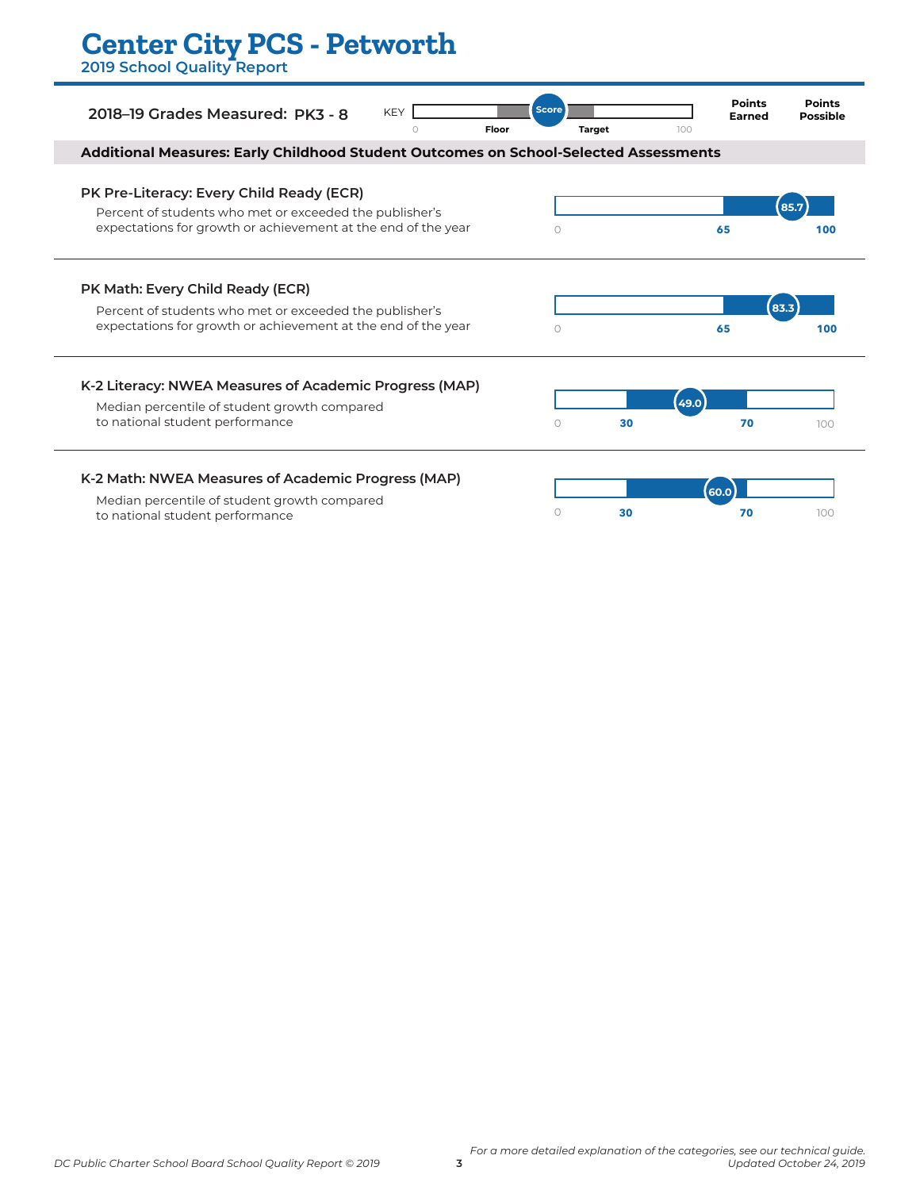# Center City PCS - Petworth

2019 School Quality Report

**2018–19 Grades Measured: PK3 - 8**

KEY
0 Floor Score Target 100

**Points Earned** **Points Possible**

## Additional Measures: Early Childhood Student Outcomes on School-Selected Assessments

### PK Pre-Literacy: Every Child Ready (ECR)

Percent of students who met or exceeded the publisher's expectations for growth or achievement at the end of the year

85.7
0 65 100

### PK Math: Every Child Ready (ECR)

Percent of students who met or exceeded the publisher's expectations for growth or achievement at the end of the year

83.3
0 65 100

### K-2 Literacy: NWEA Measures of Academic Progress (MAP)

Median percentile of student growth compared to national student performance

49.0
0 30 70 100

### K-2 Math: NWEA Measures of Academic Progress (MAP)

Median percentile of student growth compared to national student performance

60.0
0 30 70 100

*For a more detailed explanation of the categories, see our technical guide.*
*Updated October 24, 2019*